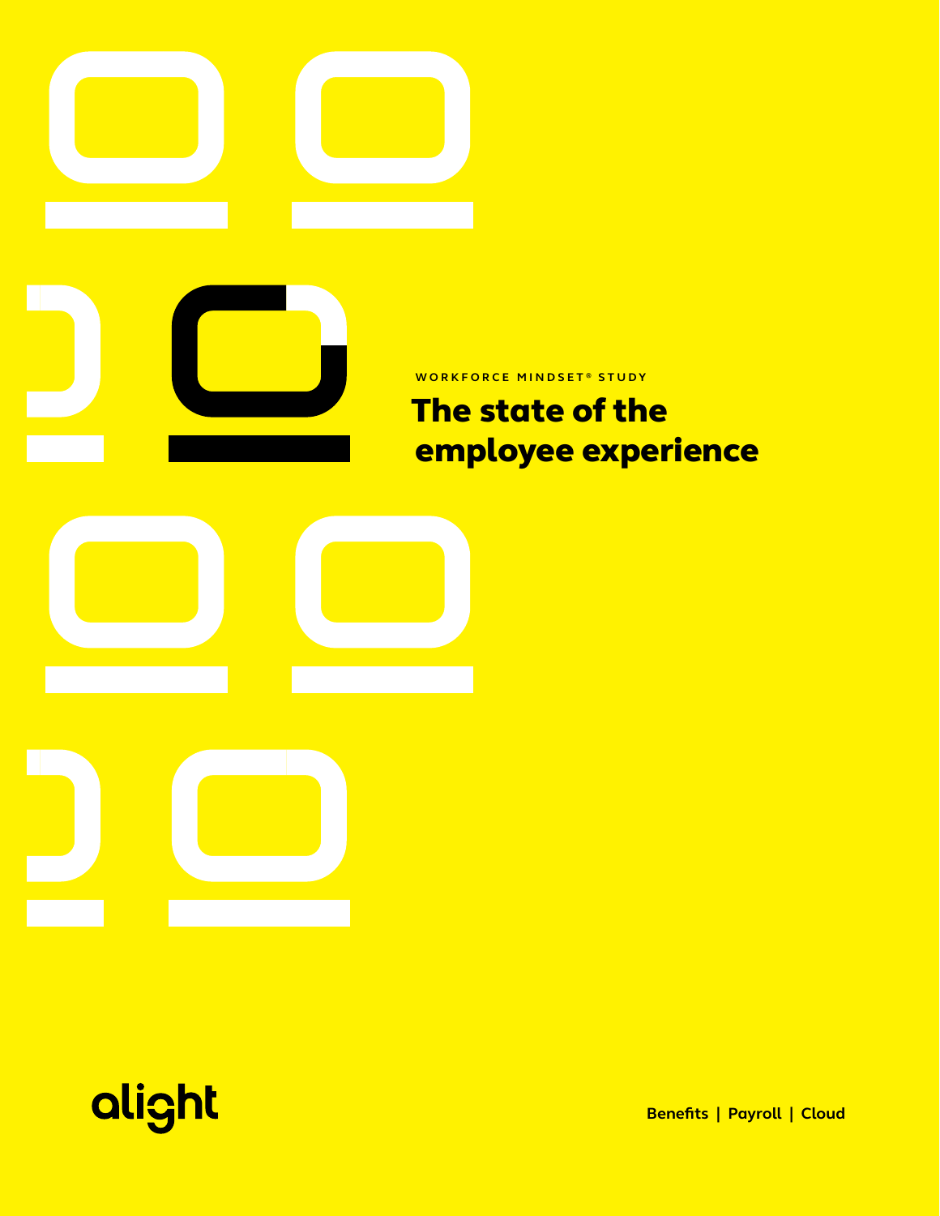WORKFORCE MINDSET® STUDY

# The state of the employee experience

alight

Benefits | Payroll | Cloud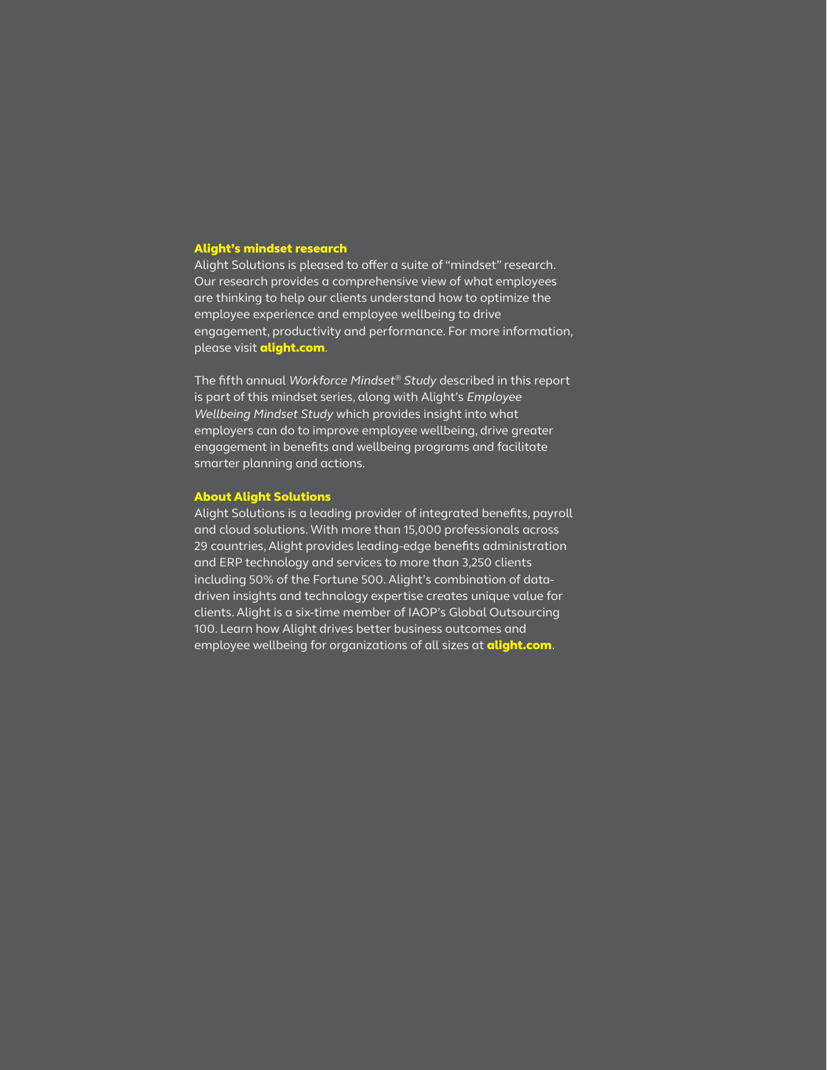## Alight's mindset research

Alight Solutions is pleased to offer a suite of "mindset" research. Our research provides a comprehensive view of what employees are thinking to help our clients understand how to optimize the employee experience and employee wellbeing to drive engagement, productivity and performance. For more information, please visit **alight.com**.

The fifth annual *Workforce Mindset® Study* described in this report is part of this mindset series, along with Alight's *Employee Wellbeing Mindset Study* which provides insight into what employers can do to improve employee wellbeing, drive greater engagement in benefits and wellbeing programs and facilitate smarter planning and actions.

## About Alight Solutions

Alight Solutions is a leading provider of integrated benefits, payroll and cloud solutions. With more than 15,000 professionals across 29 countries, Alight provides leading-edge benefits administration and ERP technology and services to more than 3,250 clients including 50% of the Fortune 500. Alight's combination of data-driven insights and technology expertise creates unique value for clients. Alight is a six-time member of IAOP's Global Outsourcing 100. Learn how Alight drives better business outcomes and employee wellbeing for organizations of all sizes at **alight.com**.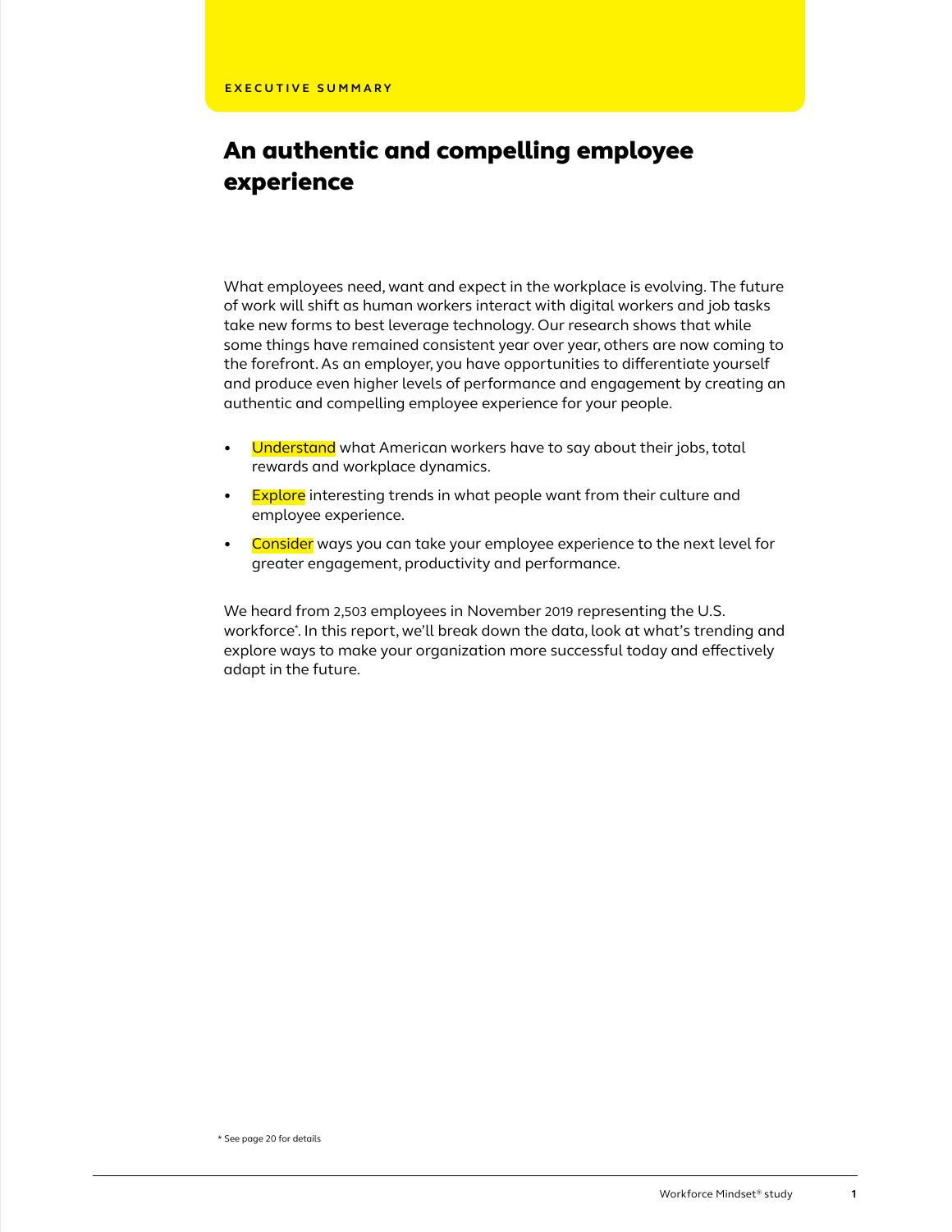EXECUTIVE SUMMARY

# An authentic and compelling employee experience

What employees need, want and expect in the workplace is evolving. The future of work will shift as human workers interact with digital workers and job tasks take new forms to best leverage technology. Our research shows that while some things have remained consistent year over year, others are now coming to the forefront. As an employer, you have opportunities to differentiate yourself and produce even higher levels of performance and engagement by creating an authentic and compelling employee experience for your people.

- Understand what American workers have to say about their jobs, total rewards and workplace dynamics.
- Explore interesting trends in what people want from their culture and employee experience.
- Consider ways you can take your employee experience to the next level for greater engagement, productivity and performance.

We heard from 2,503 employees in November 2019 representing the U.S. workforce*. In this report, we'll break down the data, look at what's trending and explore ways to make your organization more successful today and effectively adapt in the future.

* See page 20 for details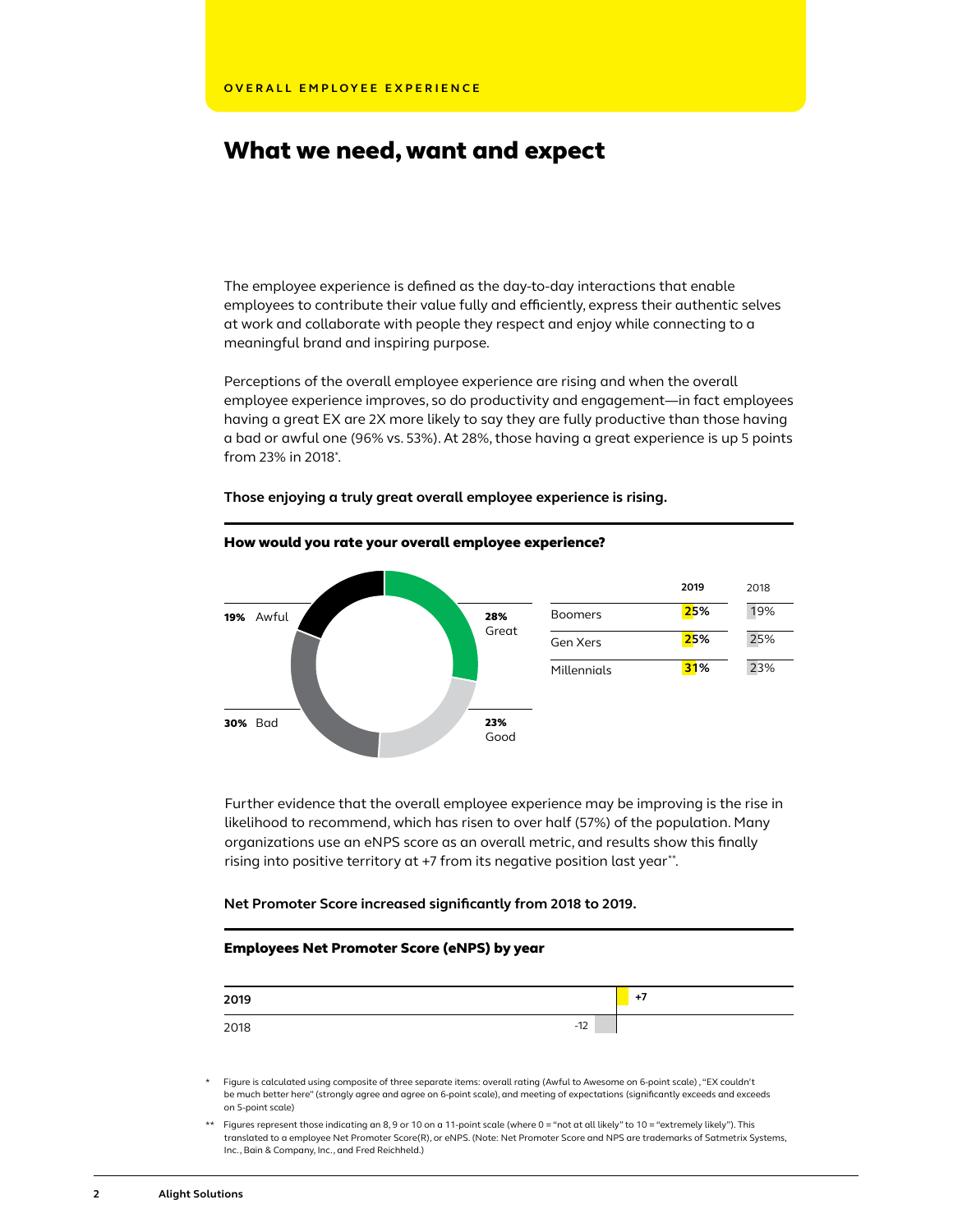OVERALL EMPLOYEE EXPERIENCE

# What we need, want and expect

The employee experience is defined as the day-to-day interactions that enable employees to contribute their value fully and efficiently, express their authentic selves at work and collaborate with people they respect and enjoy while connecting to a meaningful brand and inspiring purpose.

Perceptions of the overall employee experience are rising and when the overall employee experience improves, so do productivity and engagement—in fact employees having a great EX are 2X more likely to say they are fully productive than those having a bad or awful one (96% vs. 53%). At 28%, those having a great experience is up 5 points from 23% in 2018*.

**Those enjoying a truly great overall employee experience is rising.**

### How would you rate your overall employee experience?

| Rating | % |
|---|---|
| Great | 28% |
| Good | 23% |
| Bad | 30% |
| Awful | 19% |

| | 2019 | 2018 |
|---|---|---|
| Boomers | 25% | 19% |
| Gen Xers | 25% | 25% |
| Millennials | 31% | 23% |

Further evidence that the overall employee experience may be improving is the rise in likelihood to recommend, which has risen to over half (57%) of the population. Many organizations use an eNPS score as an overall metric, and results show this finally rising into positive territory at +7 from its negative position last year**.

**Net Promoter Score increased significantly from 2018 to 2019.**

### Employees Net Promoter Score (eNPS) by year

| Year | eNPS |
|---|---|
| 2019 | +7 |
| 2018 | -12 |

\* Figure is calculated using composite of three separate items: overall rating (Awful to Awesome on 6-point scale), "EX couldn't be much better here" (strongly agree and agree on 6-point scale), and meeting of expectations (significantly exceeds and exceeds on 5-point scale)

\** Figures represent those indicating an 8, 9 or 10 on a 11-point scale (where 0 = "not at all likely" to 10 = "extremely likely"). This translated to a employee Net Promoter Score(R), or eNPS. (Note: Net Promoter Score and NPS are trademarks of Satmetrix Systems, Inc., Bain & Company, Inc., and Fred Reichheld.)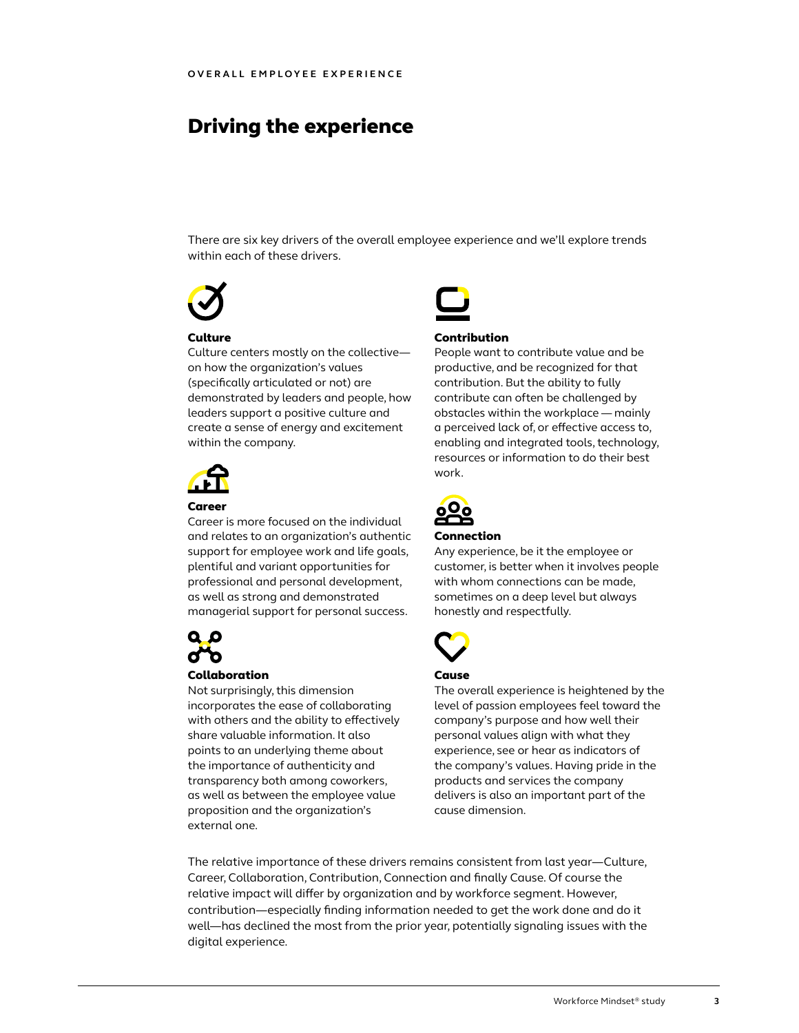OVERALL EMPLOYEE EXPERIENCE

# Driving the experience

There are six key drivers of the overall employee experience and we'll explore trends within each of these drivers.

### Culture

Culture centers mostly on the collective—on how the organization's values (specifically articulated or not) are demonstrated by leaders and people, how leaders support a positive culture and create a sense of energy and excitement within the company.

### Career

Career is more focused on the individual and relates to an organization's authentic support for employee work and life goals, plentiful and variant opportunities for professional and personal development, as well as strong and demonstrated managerial support for personal success.

### Collaboration

Not surprisingly, this dimension incorporates the ease of collaborating with others and the ability to effectively share valuable information. It also points to an underlying theme about the importance of authenticity and transparency both among coworkers, as well as between the employee value proposition and the organization's external one.

### Contribution

People want to contribute value and be productive, and be recognized for that contribution. But the ability to fully contribute can often be challenged by obstacles within the workplace — mainly a perceived lack of, or effective access to, enabling and integrated tools, technology, resources or information to do their best work.

### Connection

Any experience, be it the employee or customer, is better when it involves people with whom connections can be made, sometimes on a deep level but always honestly and respectfully.

### Cause

The overall experience is heightened by the level of passion employees feel toward the company's purpose and how well their personal values align with what they experience, see or hear as indicators of the company's values. Having pride in the products and services the company delivers is also an important part of the cause dimension.

The relative importance of these drivers remains consistent from last year—Culture, Career, Collaboration, Contribution, Connection and finally Cause. Of course the relative impact will differ by organization and by workforce segment. However, contribution—especially finding information needed to get the work done and do it well—has declined the most from the prior year, potentially signaling issues with the digital experience.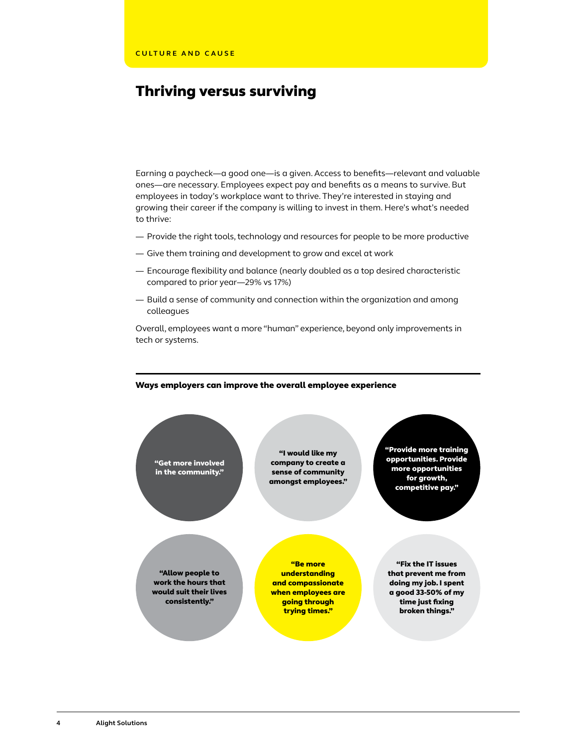CULTURE AND CAUSE

# Thriving versus surviving

Earning a paycheck—a good one—is a given. Access to benefits—relevant and valuable ones—are necessary. Employees expect pay and benefits as a means to survive. But employees in today's workplace want to thrive. They're interested in staying and growing their career if the company is willing to invest in them. Here's what's needed to thrive:

— Provide the right tools, technology and resources for people to be more productive

— Give them training and development to grow and excel at work

— Encourage flexibility and balance (nearly doubled as a top desired characteristic compared to prior year—29% vs 17%)

— Build a sense of community and connection within the organization and among colleagues

Overall, employees want a more "human" experience, beyond only improvements in tech or systems.

**Ways employers can improve the overall employee experience**

**"Get more involved in the community."**

**"I would like my company to create a sense of community amongst employees."**

**"Provide more training opportunities. Provide more opportunities for growth, competitive pay."**

**"Allow people to work the hours that would suit their lives consistently."**

**"Be more understanding and compassionate when employees are going through trying times."**

**"Fix the IT issues that prevent me from doing my job. I spent a good 33-50% of my time just fixing broken things."**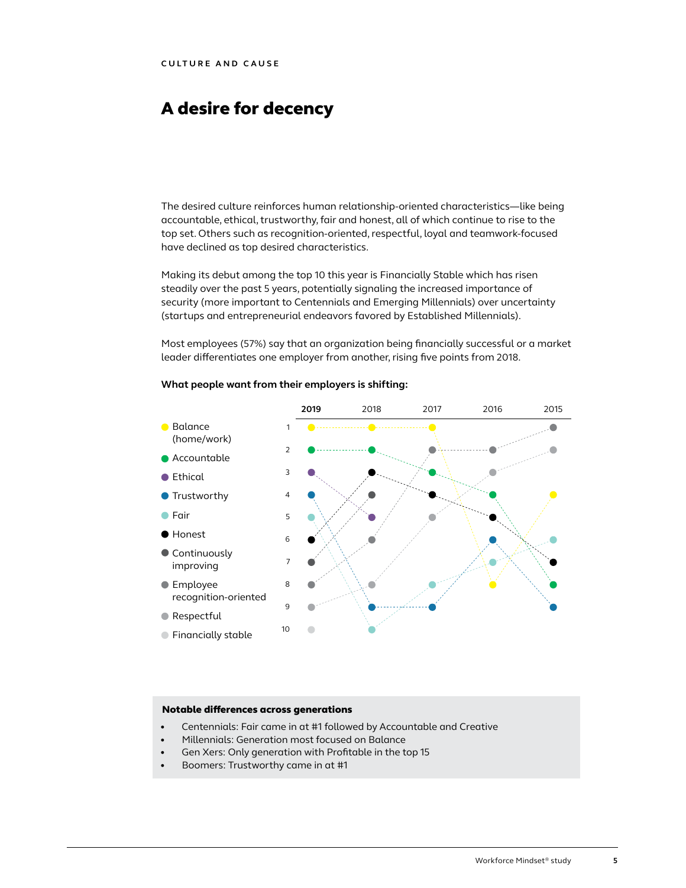CULTURE AND CAUSE

# A desire for decency

The desired culture reinforces human relationship-oriented characteristics—like being accountable, ethical, trustworthy, fair and honest, all of which continue to rise to the top set. Others such as recognition-oriented, respectful, loyal and teamwork-focused have declined as top desired characteristics.

Making its debut among the top 10 this year is Financially Stable which has risen steadily over the past 5 years, potentially signaling the increased importance of security (more important to Centennials and Emerging Millennials) over uncertainty (startups and entrepreneurial endeavors favored by Established Millennials).

Most employees (57%) say that an organization being financially successful or a market leader differentiates one employer from another, rising five points from 2018.

**What people want from their employers is shifting:**

| Rank | 2019 | 2018 | 2017 | 2016 | 2015 |
|---|---|---|---|---|---|
| 1 | Balance (home/work) | Balance (home/work) | Balance (home/work) | | Employee recognition-oriented |
| 2 | Accountable | Accountable | Employee recognition-oriented | Employee recognition-oriented | Respectful |
| 3 | Ethical | Honest | Accountable | Respectful | |
| 4 | Trustworthy | Continuously improving | Honest | Accountable | Balance (home/work) |
| 5 | Fair | Ethical | Respectful | Honest | |
| 6 | Honest | Employee recognition-oriented | | Trustworthy | Fair |
| 7 | Continuously improving | | | Fair | Honest |
| 8 | Employee recognition-oriented | Respectful | Fair | Balance (home/work) | Accountable |
| 9 | Respectful | Trustworthy | Trustworthy | | Trustworthy |
| 10 | Financially stable | Fair | | | |

**Notable differences across generations**

- Centennials: Fair came in at #1 followed by Accountable and Creative
- Millennials: Generation most focused on Balance
- Gen Xers: Only generation with Profitable in the top 15
- Boomers: Trustworthy came in at #1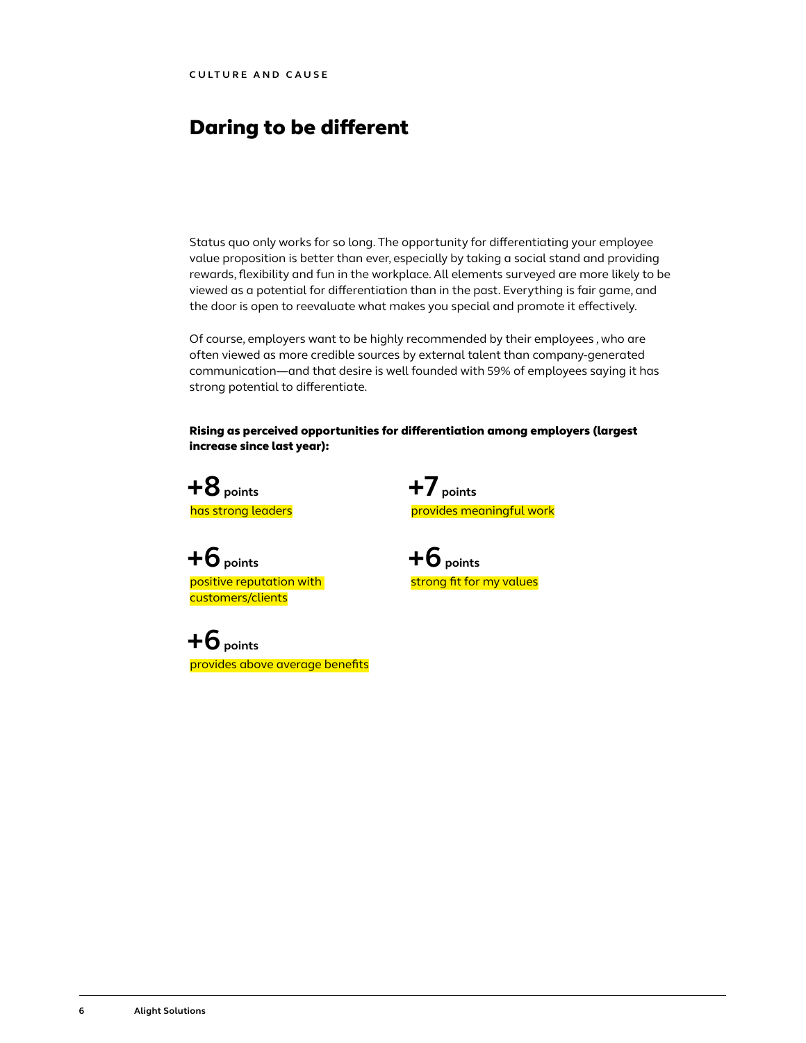CULTURE AND CAUSE

# Daring to be different

Status quo only works for so long. The opportunity for differentiating your employee value proposition is better than ever, especially by taking a social stand and providing rewards, flexibility and fun in the workplace. All elements surveyed are more likely to be viewed as a potential for differentiation than in the past. Everything is fair game, and the door is open to reevaluate what makes you special and promote it effectively.

Of course, employers want to be highly recommended by their employees , who are often viewed as more credible sources by external talent than company-generated communication—and that desire is well founded with 59% of employees saying it has strong potential to differentiate.

**Rising as perceived opportunities for differentiation among employers (largest increase since last year):**

**+8 points**
has strong leaders

**+7 points**
provides meaningful work

**+6 points**
positive reputation with customers/clients

**+6 points**
strong fit for my values

**+6 points**
provides above average benefits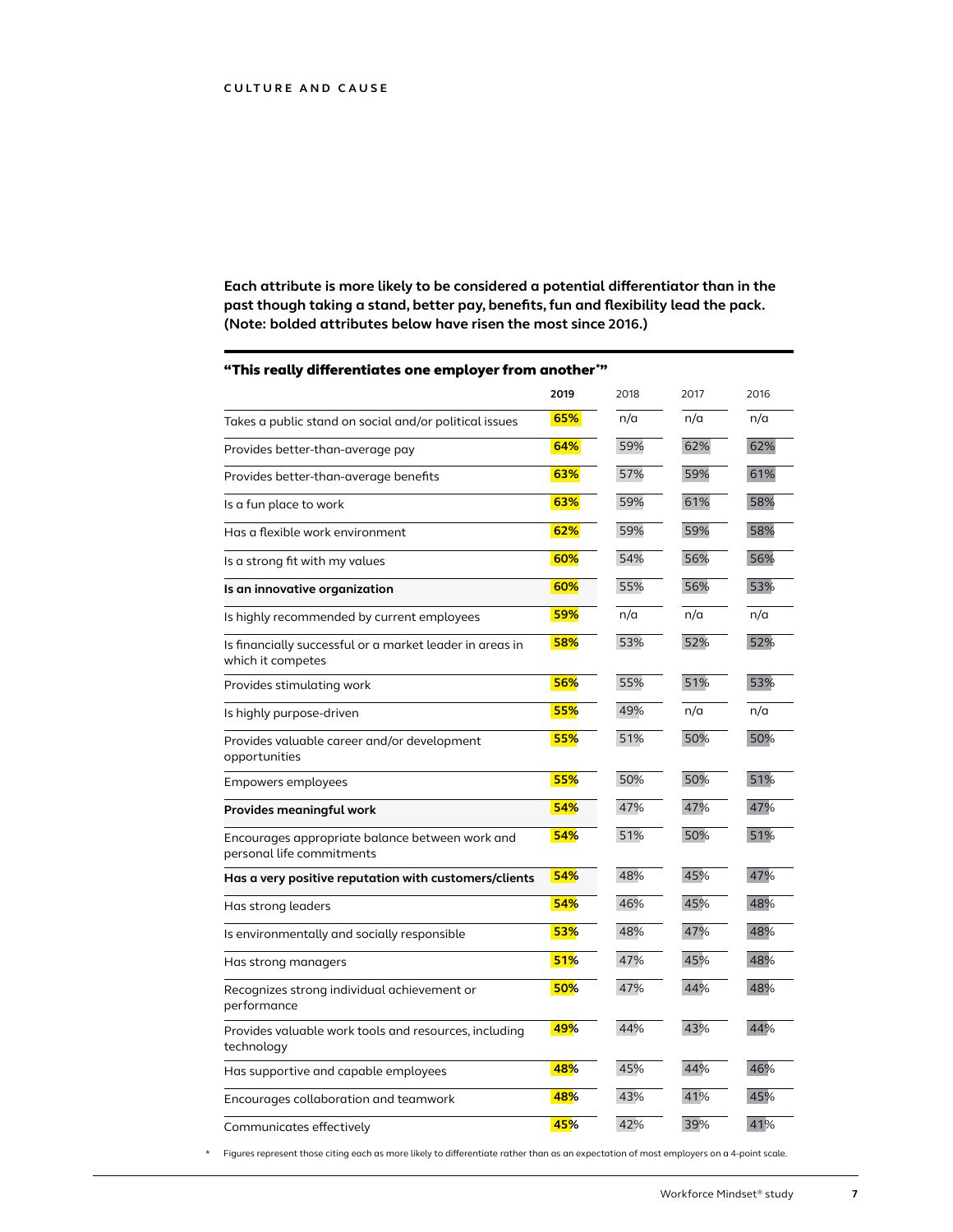CULTURE AND CAUSE

**Each attribute is more likely to be considered a potential differentiator than in the past though taking a stand, better pay, benefits, fun and flexibility lead the pack. (Note: bolded attributes below have risen the most since 2016.)**

### "This really differentiates one employer from another*"

| | 2019 | 2018 | 2017 | 2016 |
|---|---|---|---|---|
| Takes a public stand on social and/or political issues | **65%** | n/a | n/a | n/a |
| Provides better-than-average pay | **64%** | 59% | 62% | 62% |
| Provides better-than-average benefits | **63%** | 57% | 59% | 61% |
| Is a fun place to work | **63%** | 59% | 61% | 58% |
| Has a flexible work environment | **62%** | 59% | 59% | 58% |
| Is a strong fit with my values | **60%** | 54% | 56% | 56% |
| **Is an innovative organization** | **60%** | 55% | 56% | 53% |
| Is highly recommended by current employees | **59%** | n/a | n/a | n/a |
| Is financially successful or a market leader in areas in which it competes | **58%** | 53% | 52% | 52% |
| Provides stimulating work | **56%** | 55% | 51% | 53% |
| Is highly purpose-driven | **55%** | 49% | n/a | n/a |
| Provides valuable career and/or development opportunities | **55%** | 51% | 50% | 50% |
| Empowers employees | **55%** | 50% | 50% | 51% |
| **Provides meaningful work** | **54%** | 47% | 47% | 47% |
| Encourages appropriate balance between work and personal life commitments | **54%** | 51% | 50% | 51% |
| **Has a very positive reputation with customers/clients** | **54%** | 48% | 45% | 47% |
| Has strong leaders | **54%** | 46% | 45% | 48% |
| Is environmentally and socially responsible | **53%** | 48% | 47% | 48% |
| Has strong managers | **51%** | 47% | 45% | 48% |
| Recognizes strong individual achievement or performance | **50%** | 47% | 44% | 48% |
| Provides valuable work tools and resources, including technology | **49%** | 44% | 43% | 44% |
| Has supportive and capable employees | **48%** | 45% | 44% | 46% |
| Encourages collaboration and teamwork | **48%** | 43% | 41% | 45% |
| Communicates effectively | **45%** | 42% | 39% | 41% |

\* Figures represent those citing each as more likely to differentiate rather than as an expectation of most employers on a 4-point scale.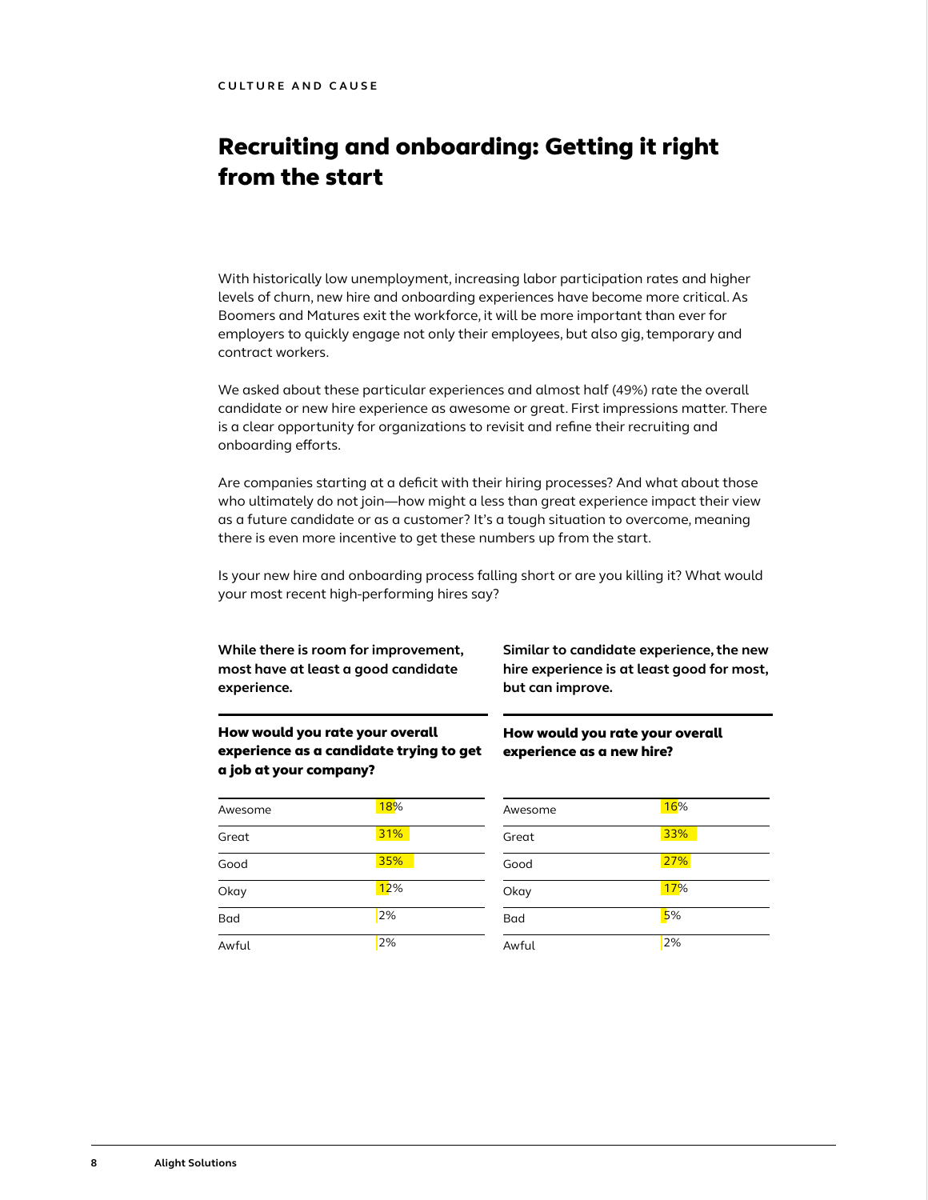CULTURE AND CAUSE

# Recruiting and onboarding: Getting it right from the start

With historically low unemployment, increasing labor participation rates and higher levels of churn, new hire and onboarding experiences have become more critical. As Boomers and Matures exit the workforce, it will be more important than ever for employers to quickly engage not only their employees, but also gig, temporary and contract workers.

We asked about these particular experiences and almost half (49%) rate the overall candidate or new hire experience as awesome or great. First impressions matter. There is a clear opportunity for organizations to revisit and refine their recruiting and onboarding efforts.

Are companies starting at a deficit with their hiring processes? And what about those who ultimately do not join—how might a less than great experience impact their view as a future candidate or as a customer? It's a tough situation to overcome, meaning there is even more incentive to get these numbers up from the start.

Is your new hire and onboarding process falling short or are you killing it? What would your most recent high-performing hires say?

**While there is room for improvement, most have at least a good candidate experience.**

### How would you rate your overall experience as a candidate trying to get a job at your company?

| Rating | % |
|---|---|
| Awesome | 18% |
| Great | 31% |
| Good | 35% |
| Okay | 12% |
| Bad | 2% |
| Awful | 2% |

**Similar to candidate experience, the new hire experience is at least good for most, but can improve.**

### How would you rate your overall experience as a new hire?

| Rating | % |
|---|---|
| Awesome | 16% |
| Great | 33% |
| Good | 27% |
| Okay | 17% |
| Bad | 5% |
| Awful | 2% |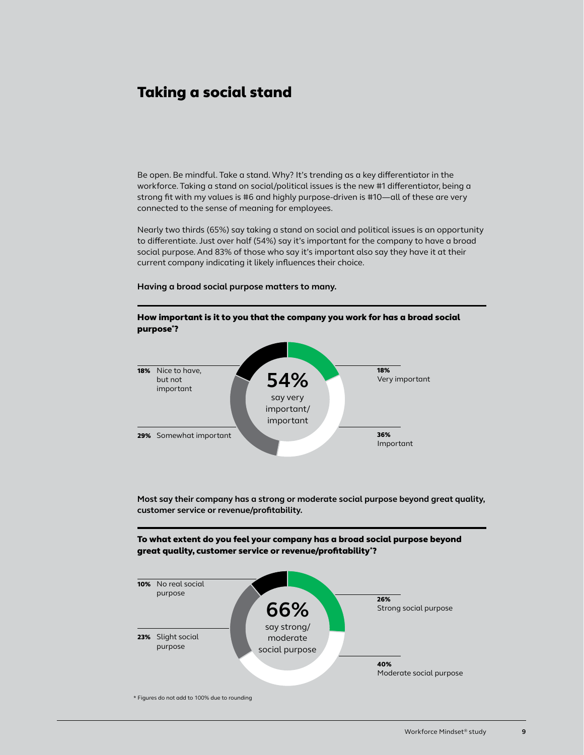# Taking a social stand

Be open. Be mindful. Take a stand. Why? It's trending as a key differentiator in the workforce. Taking a stand on social/political issues is the new #1 differentiator, being a strong fit with my values is #6 and highly purpose-driven is #10—all of these are very connected to the sense of meaning for employees.

Nearly two thirds (65%) say taking a stand on social and political issues is an opportunity to differentiate. Just over half (54%) say it's important for the company to have a broad social purpose. And 83% of those who say it's important also say they have it at their current company indicating it likely influences their choice.

**Having a broad social purpose matters to many.**

**How important is it to you that the company you work for has a broad social purpose*?**

**54%** say very important/ important

- **18%** Very important
- **36%** Important
- **29%** Somewhat important
- **18%** Nice to have, but not important

**Most say their company has a strong or moderate social purpose beyond great quality, customer service or revenue/profitability.**

**To what extent do you feel your company has a broad social purpose beyond great quality, customer service or revenue/profitability*?**

**66%** say strong/ moderate social purpose

- **26%** Strong social purpose
- **40%** Moderate social purpose
- **23%** Slight social purpose
- **10%** No real social purpose

\* Figures do not add to 100% due to rounding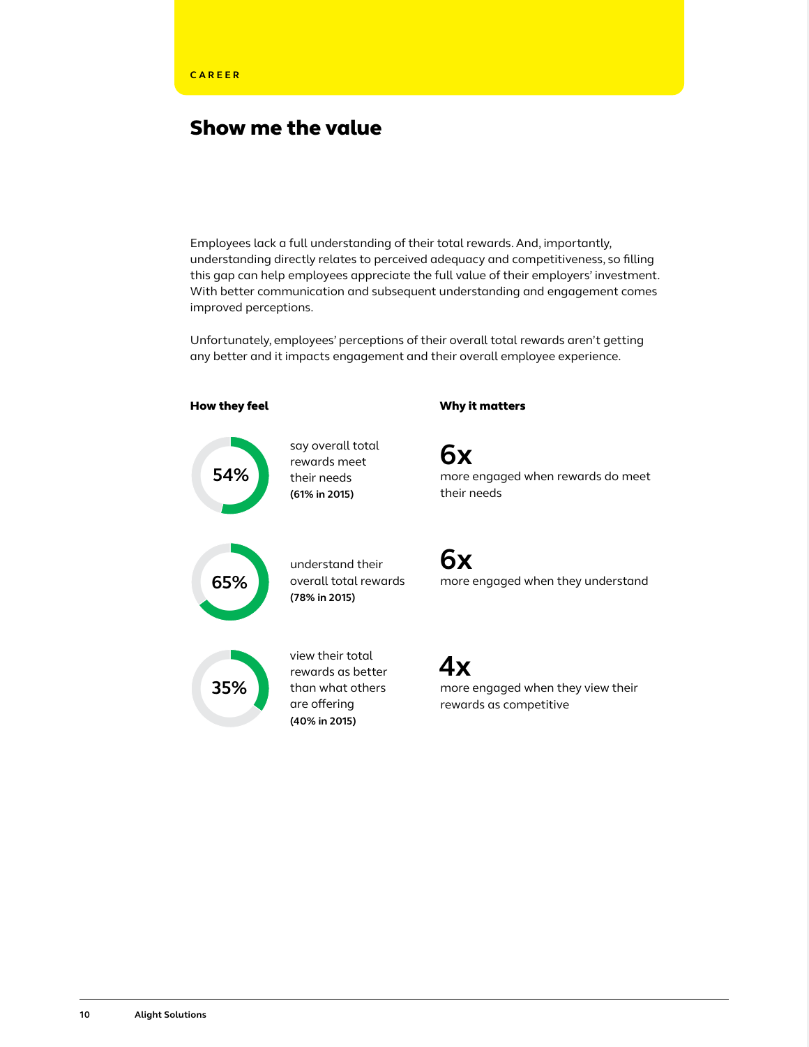CAREER

## Show me the value

Employees lack a full understanding of their total rewards. And, importantly, understanding directly relates to perceived adequacy and competitiveness, so filling this gap can help employees appreciate the full value of their employers' investment. With better communication and subsequent understanding and engagement comes improved perceptions.

Unfortunately, employees' perceptions of their overall total rewards aren't getting any better and it impacts engagement and their overall employee experience.

**How they feel**

**54%** say overall total rewards meet their needs **(61% in 2015)**

**65%** understand their overall total rewards **(78% in 2015)**

**35%** view their total rewards as better than what others are offering **(40% in 2015)**

**Why it matters**

**6x** more engaged when rewards do meet their needs

**6x** more engaged when they understand

**4x** more engaged when they view their rewards as competitive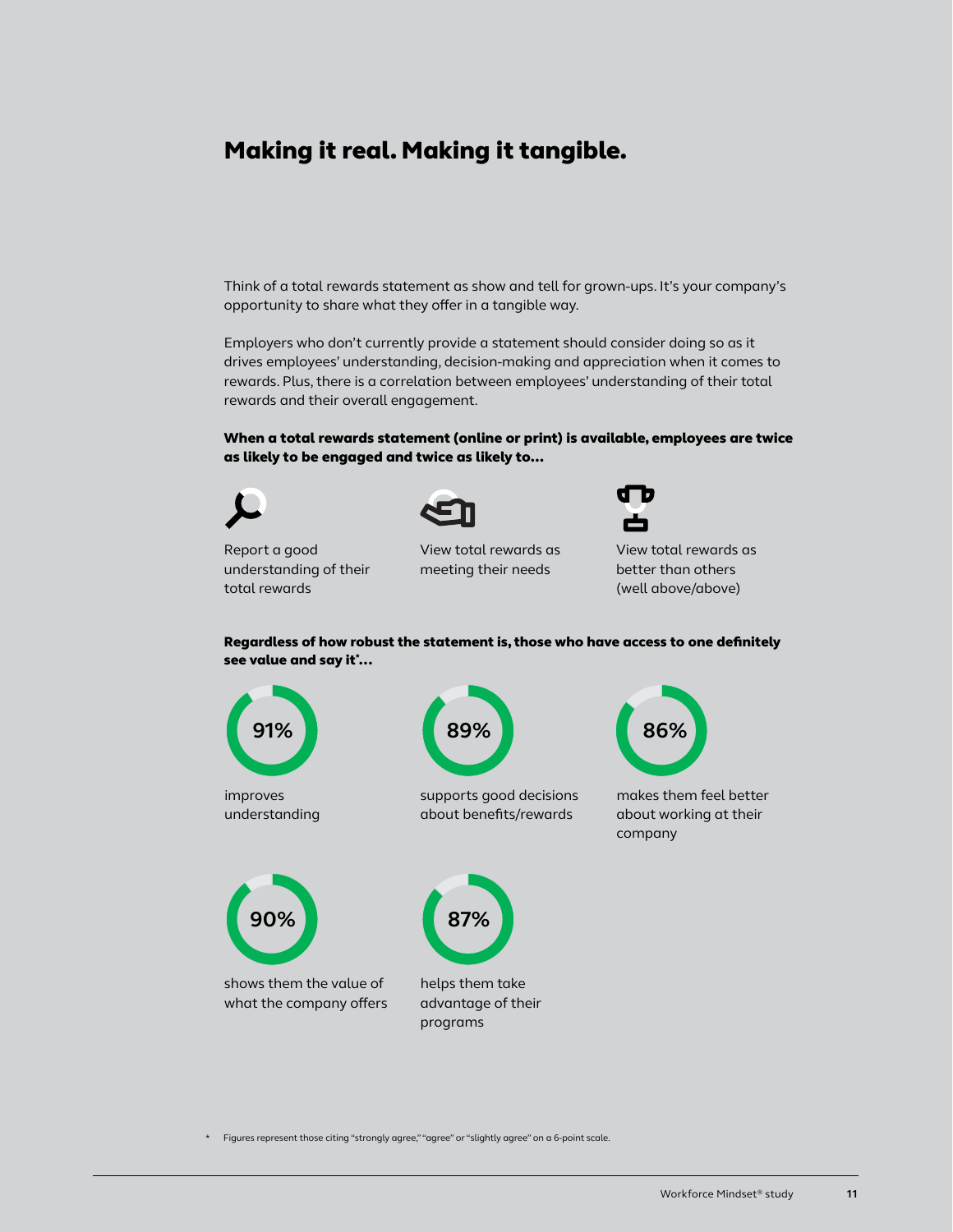# Making it real. Making it tangible.

Think of a total rewards statement as show and tell for grown-ups. It's your company's opportunity to share what they offer in a tangible way.

Employers who don't currently provide a statement should consider doing so as it drives employees' understanding, decision-making and appreciation when it comes to rewards. Plus, there is a correlation between employees' understanding of their total rewards and their overall engagement.

**When a total rewards statement (online or print) is available, employees are twice as likely to be engaged and twice as likely to…**

- Report a good understanding of their total rewards
- View total rewards as meeting their needs
- View total rewards as better than others (well above/above)

**Regardless of how robust the statement is, those who have access to one definitely see value and say it\*…**

- **91%** improves understanding
- **89%** supports good decisions about benefits/rewards
- **86%** makes them feel better about working at their company
- **90%** shows them the value of what the company offers
- **87%** helps them take advantage of their programs

\* Figures represent those citing "strongly agree," "agree" or "slightly agree" on a 6-point scale.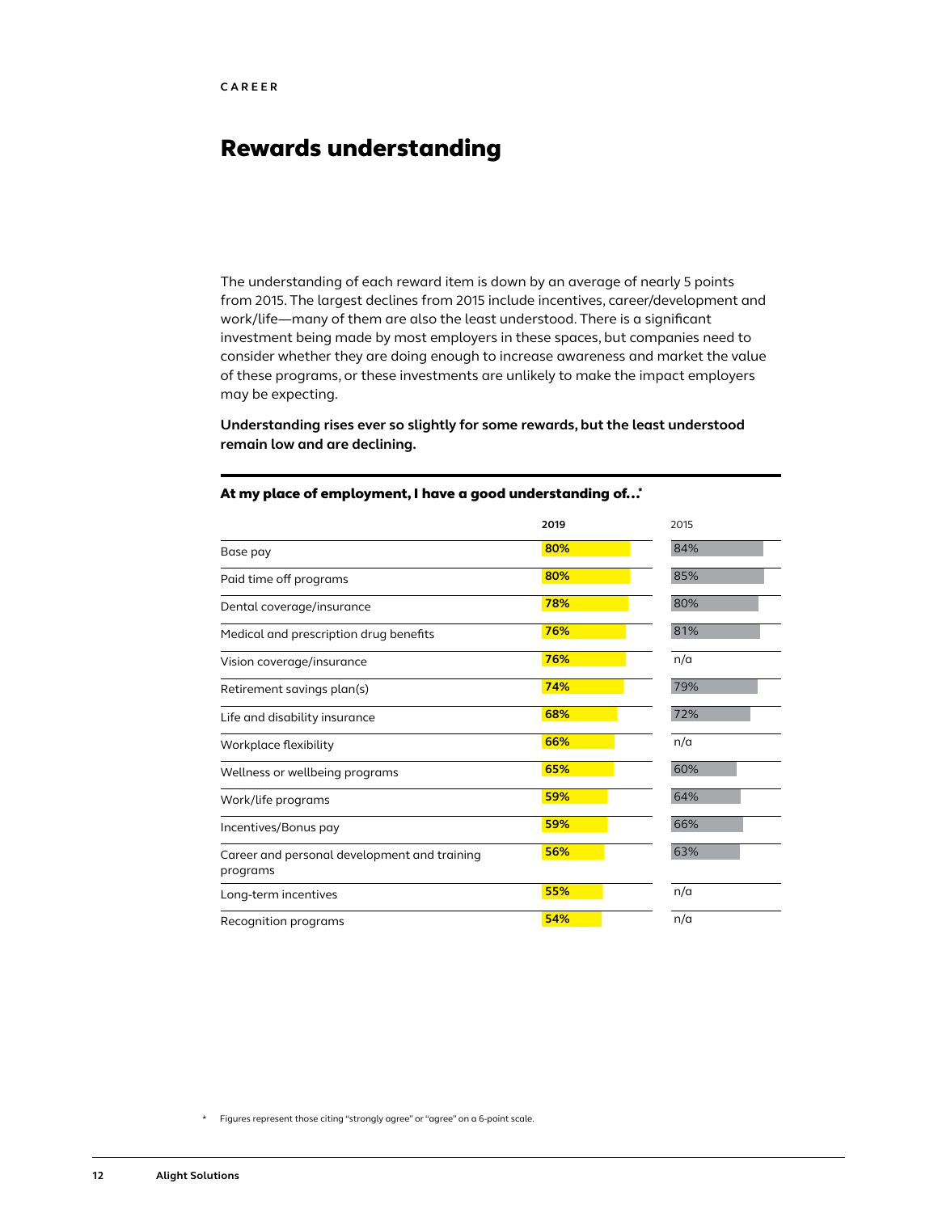CAREER

# Rewards understanding

The understanding of each reward item is down by an average of nearly 5 points from 2015. The largest declines from 2015 include incentives, career/development and work/life—many of them are also the least understood. There is a significant investment being made by most employers in these spaces, but companies need to consider whether they are doing enough to increase awareness and market the value of these programs, or these investments are unlikely to make the impact employers may be expecting.

**Understanding rises ever so slightly for some rewards, but the least understood remain low and are declining.**

**At my place of employment, I have a good understanding of...***

| | 2019 | 2015 |
|---|---|---|
| Base pay | 80% | 84% |
| Paid time off programs | 80% | 85% |
| Dental coverage/insurance | 78% | 80% |
| Medical and prescription drug benefits | 76% | 81% |
| Vision coverage/insurance | 76% | n/a |
| Retirement savings plan(s) | 74% | 79% |
| Life and disability insurance | 68% | 72% |
| Workplace flexibility | 66% | n/a |
| Wellness or wellbeing programs | 65% | 60% |
| Work/life programs | 59% | 64% |
| Incentives/Bonus pay | 59% | 66% |
| Career and personal development and training programs | 56% | 63% |
| Long-term incentives | 55% | n/a |
| Recognition programs | 54% | n/a |

\* Figures represent those citing "strongly agree" or "agree" on a 6-point scale.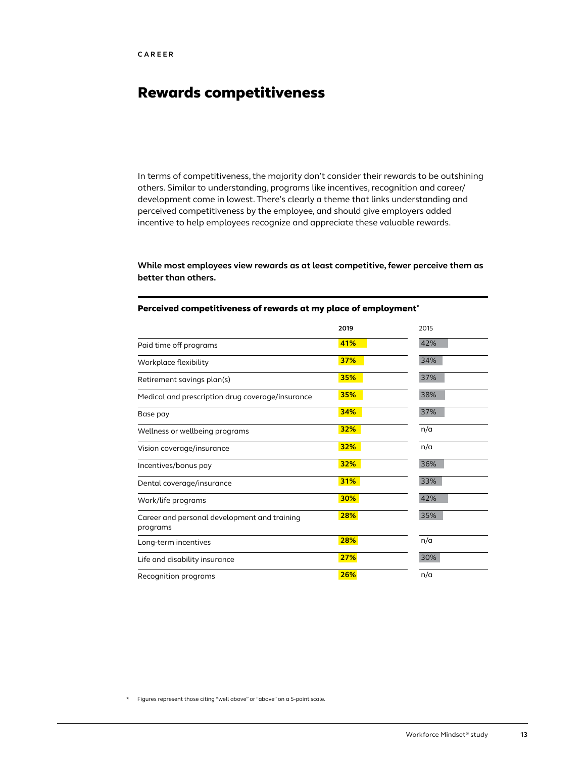CAREER

# Rewards competitiveness

In terms of competitiveness, the majority don't consider their rewards to be outshining others. Similar to understanding, programs like incentives, recognition and career/development come in lowest. There's clearly a theme that links understanding and perceived competitiveness by the employee, and should give employers added incentive to help employees recognize and appreciate these valuable rewards.

**While most employees view rewards as at least competitive, fewer perceive them as better than others.**

**Perceived competitiveness of rewards at my place of employment***

| | 2019 | 2015 |
|---|---|---|
| Paid time off programs | 41% | 42% |
| Workplace flexibility | 37% | 34% |
| Retirement savings plan(s) | 35% | 37% |
| Medical and prescription drug coverage/insurance | 35% | 38% |
| Base pay | 34% | 37% |
| Wellness or wellbeing programs | 32% | n/a |
| Vision coverage/insurance | 32% | n/a |
| Incentives/bonus pay | 32% | 36% |
| Dental coverage/insurance | 31% | 33% |
| Work/life programs | 30% | 42% |
| Career and personal development and training programs | 28% | 35% |
| Long-term incentives | 28% | n/a |
| Life and disability insurance | 27% | 30% |
| Recognition programs | 26% | n/a |

\* Figures represent those citing "well above" or "above" on a 5-point scale.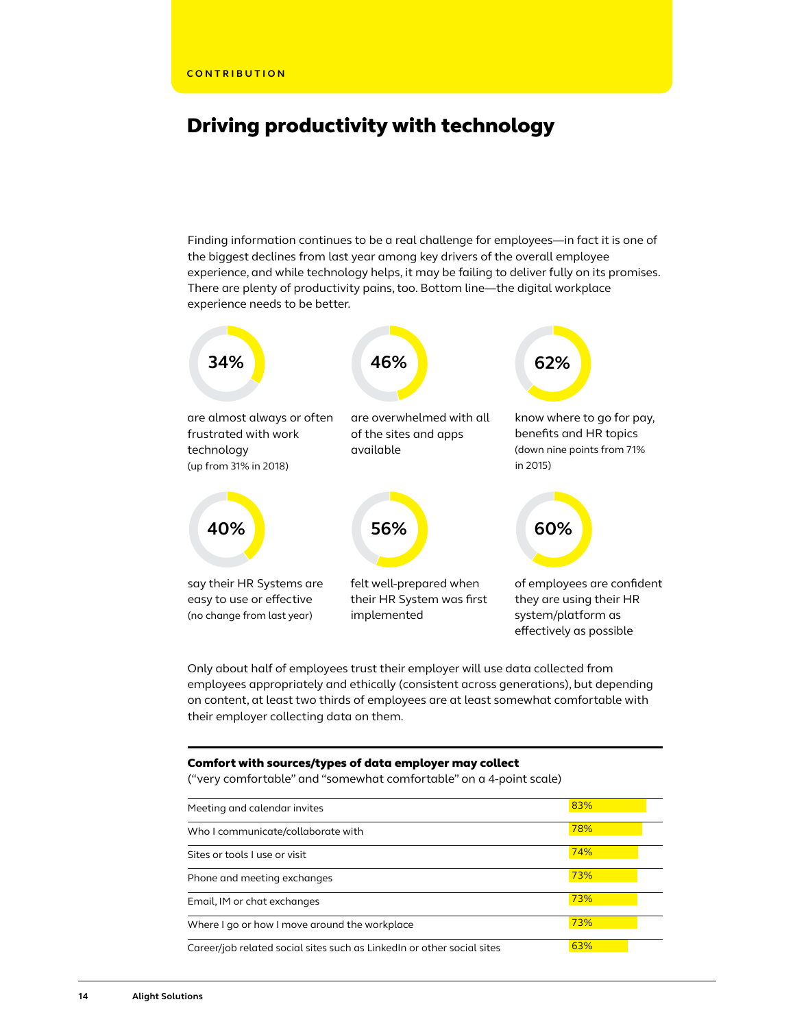CONTRIBUTION

# Driving productivity with technology

Finding information continues to be a real challenge for employees—in fact it is one of the biggest declines from last year among key drivers of the overall employee experience, and while technology helps, it may be failing to deliver fully on its promises. There are plenty of productivity pains, too. Bottom line—the digital workplace experience needs to be better.

**34%** are almost always or often frustrated with work technology (up from 31% in 2018)

**46%** are overwhelmed with all of the sites and apps available

**62%** know where to go for pay, benefits and HR topics (down nine points from 71% in 2015)

**40%** say their HR Systems are easy to use or effective (no change from last year)

**56%** felt well-prepared when their HR System was first implemented

**60%** of employees are confident they are using their HR system/platform as effectively as possible

Only about half of employees trust their employer will use data collected from employees appropriately and ethically (consistent across generations), but depending on content, at least two thirds of employees are at least somewhat comfortable with their employer collecting data on them.

**Comfort with sources/types of data employer may collect**
("very comfortable" and "somewhat comfortable" on a 4-point scale)

| Source/type of data | % |
|---|---|
| Meeting and calendar invites | 83% |
| Who I communicate/collaborate with | 78% |
| Sites or tools I use or visit | 74% |
| Phone and meeting exchanges | 73% |
| Email, IM or chat exchanges | 73% |
| Where I go or how I move around the workplace | 73% |
| Career/job related social sites such as LinkedIn or other social sites | 63% |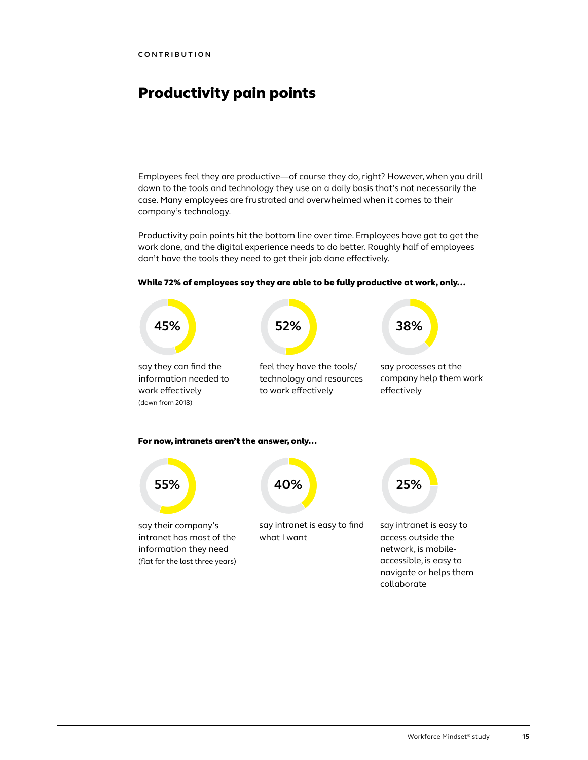CONTRIBUTION

# Productivity pain points

Employees feel they are productive—of course they do, right? However, when you drill down to the tools and technology they use on a daily basis that's not necessarily the case. Many employees are frustrated and overwhelmed when it comes to their company's technology.

Productivity pain points hit the bottom line over time. Employees have got to get the work done, and the digital experience needs to do better. Roughly half of employees don't have the tools they need to get their job done effectively.

**While 72% of employees say they are able to be fully productive at work, only…**

**45%**

say they can find the information needed to work effectively (down from 2018)

**52%**

feel they have the tools/ technology and resources to work effectively

**38%**

say processes at the company help them work effectively

**For now, intranets aren't the answer, only…**

**55%**

say their company's intranet has most of the information they need (flat for the last three years)

**40%**

say intranet is easy to find what I want

**25%**

say intranet is easy to access outside the network, is mobile-accessible, is easy to navigate or helps them collaborate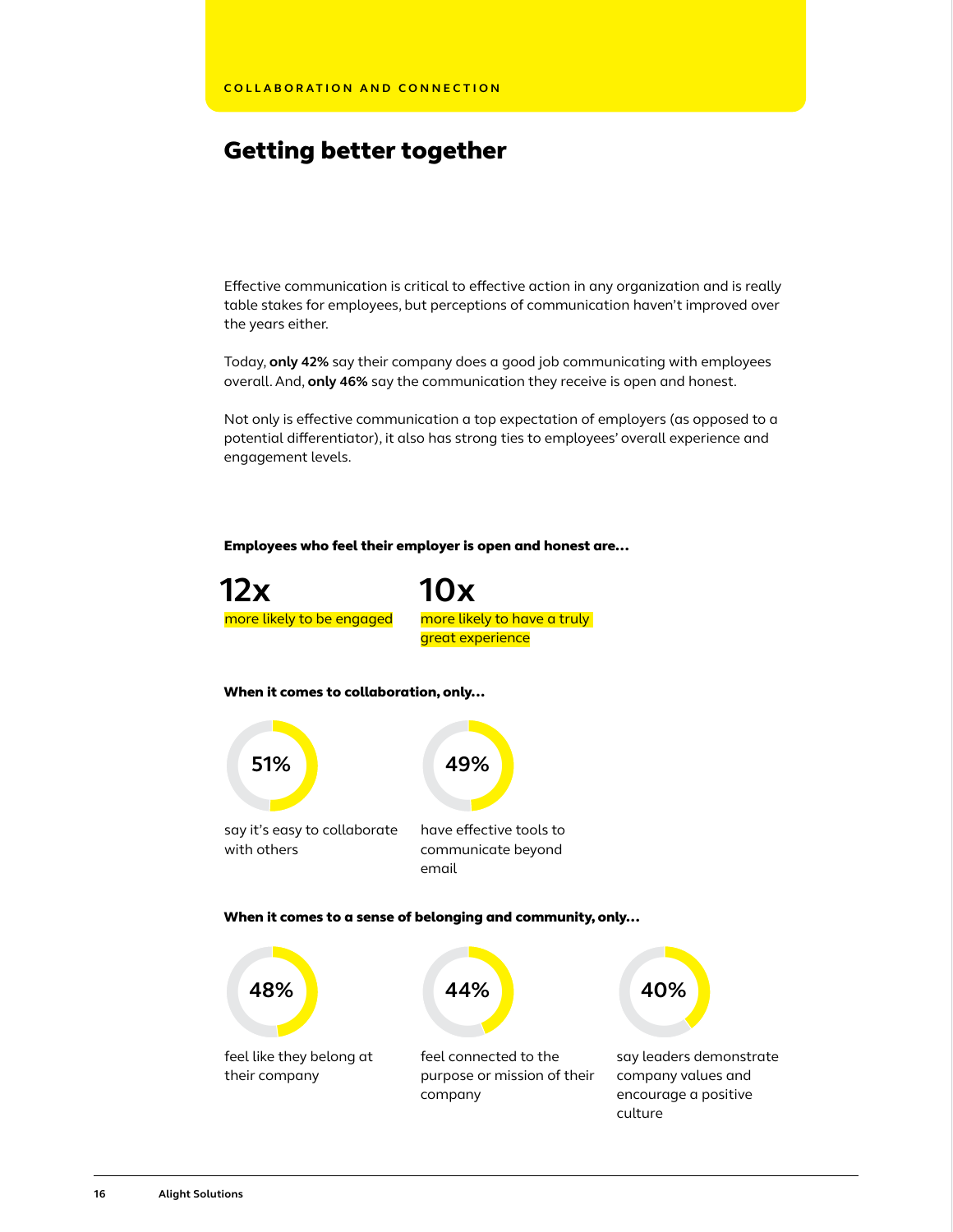COLLABORATION AND CONNECTION

# Getting better together

Effective communication is critical to effective action in any organization and is really table stakes for employees, but perceptions of communication haven't improved over the years either.

Today, **only 42%** say their company does a good job communicating with employees overall. And, **only 46%** say the communication they receive is open and honest.

Not only is effective communication a top expectation of employers (as opposed to a potential differentiator), it also has strong ties to employees' overall experience and engagement levels.

**Employees who feel their employer is open and honest are...**

**12x**
more likely to be engaged

**10x**
more likely to have a truly great experience

**When it comes to collaboration, only...**

**51%**
say it's easy to collaborate with others

**49%**
have effective tools to communicate beyond email

**When it comes to a sense of belonging and community, only...**

**48%**
feel like they belong at their company

**44%**
feel connected to the purpose or mission of their company

**40%**
say leaders demonstrate company values and encourage a positive culture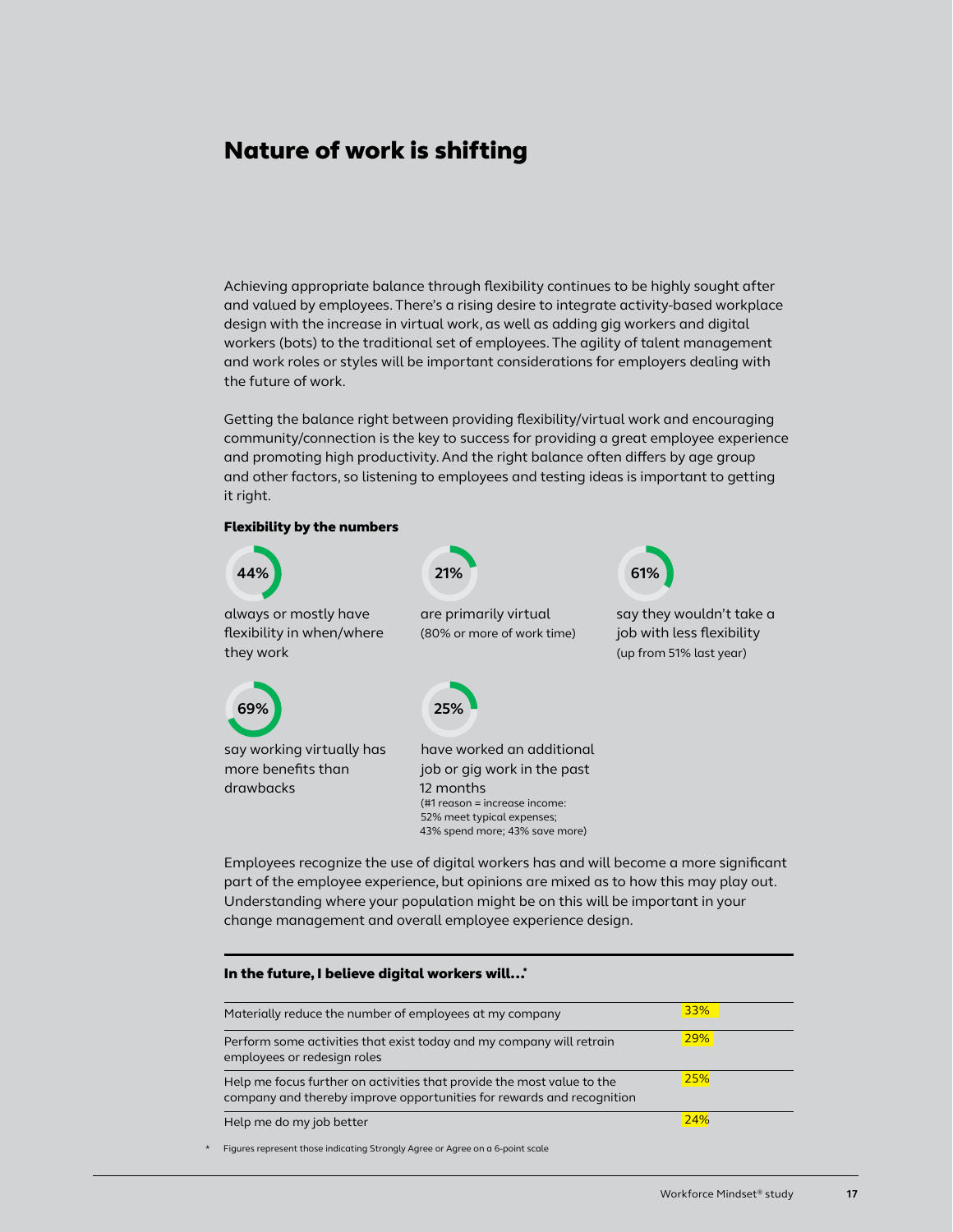# Nature of work is shifting

Achieving appropriate balance through flexibility continues to be highly sought after and valued by employees. There's a rising desire to integrate activity-based workplace design with the increase in virtual work, as well as adding gig workers and digital workers (bots) to the traditional set of employees. The agility of talent management and work roles or styles will be important considerations for employers dealing with the future of work.

Getting the balance right between providing flexibility/virtual work and encouraging community/connection is the key to success for providing a great employee experience and promoting high productivity. And the right balance often differs by age group and other factors, so listening to employees and testing ideas is important to getting it right.

### Flexibility by the numbers

**44%** always or mostly have flexibility in when/where they work

**21%** are primarily virtual (80% or more of work time)

**61%** say they wouldn't take a job with less flexibility (up from 51% last year)

**69%** say working virtually has more benefits than drawbacks

**25%** have worked an additional job or gig work in the past 12 months (#1 reason = increase income: 52% meet typical expenses; 43% spend more; 43% save more)

Employees recognize the use of digital workers has and will become a more significant part of the employee experience, but opinions are mixed as to how this may play out. Understanding where your population might be on this will be important in your change management and overall employee experience design.

### In the future, I believe digital workers…*

| Statement | % |
|---|---|
| Materially reduce the number of employees at my company | 33% |
| Perform some activities that exist today and my company will retrain employees or redesign roles | 29% |
| Help me focus further on activities that provide the most value to the company and thereby improve opportunities for rewards and recognition | 25% |
| Help me do my job better | 24% |

\* Figures represent those indicating Strongly Agree or Agree on a 6-point scale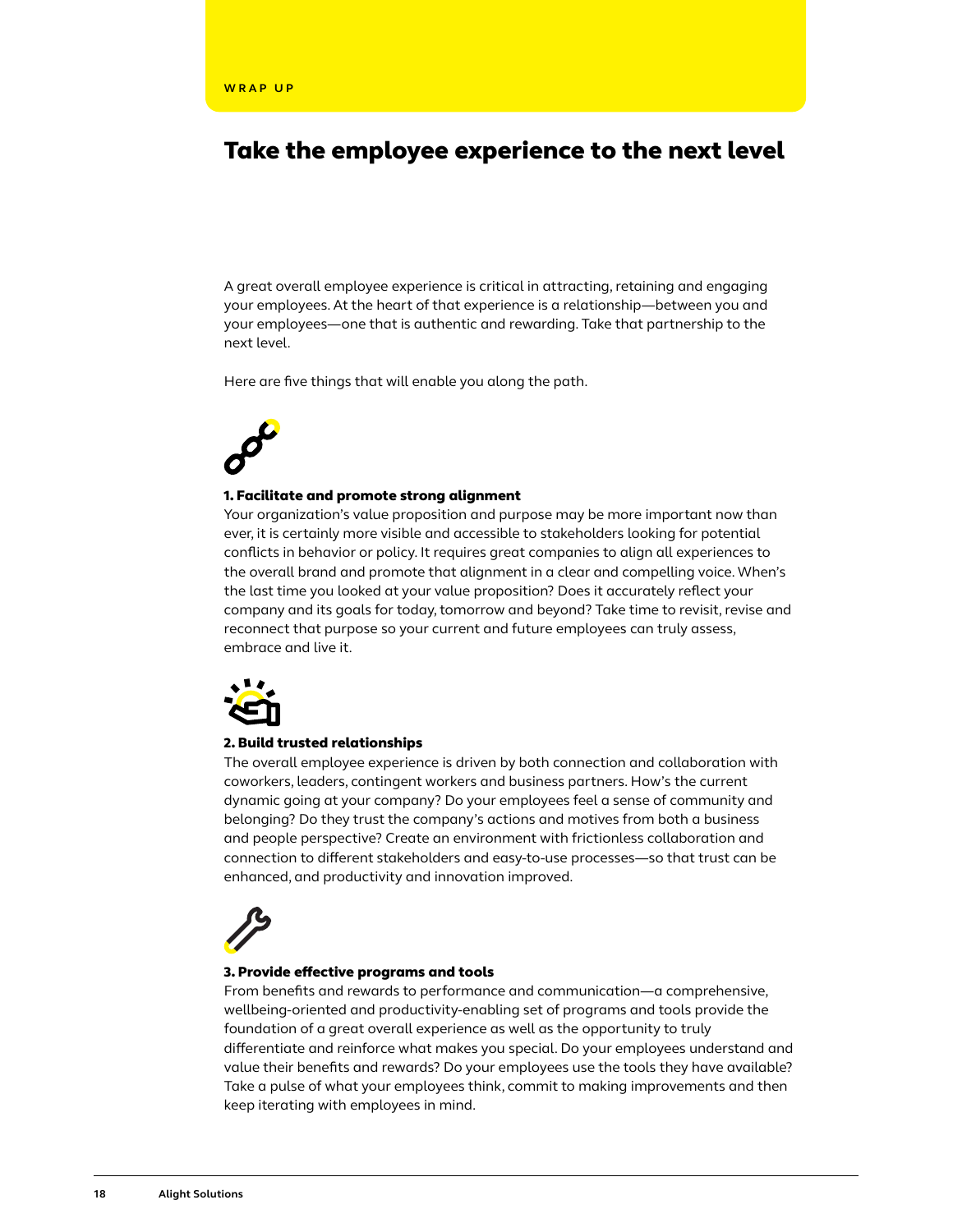WRAP UP

# Take the employee experience to the next level

A great overall employee experience is critical in attracting, retaining and engaging your employees. At the heart of that experience is a relationship—between you and your employees—one that is authentic and rewarding. Take that partnership to the next level.

Here are five things that will enable you along the path.

### 1. Facilitate and promote strong alignment

Your organization's value proposition and purpose may be more important now than ever, it is certainly more visible and accessible to stakeholders looking for potential conflicts in behavior or policy. It requires great companies to align all experiences to the overall brand and promote that alignment in a clear and compelling voice. When's the last time you looked at your value proposition? Does it accurately reflect your company and its goals for today, tomorrow and beyond? Take time to revisit, revise and reconnect that purpose so your current and future employees can truly assess, embrace and live it.

### 2. Build trusted relationships

The overall employee experience is driven by both connection and collaboration with coworkers, leaders, contingent workers and business partners. How's the current dynamic going at your company? Do your employees feel a sense of community and belonging? Do they trust the company's actions and motives from both a business and people perspective? Create an environment with frictionless collaboration and connection to different stakeholders and easy-to-use processes—so that trust can be enhanced, and productivity and innovation improved.

### 3. Provide effective programs and tools

From benefits and rewards to performance and communication—a comprehensive, wellbeing-oriented and productivity-enabling set of programs and tools provide the foundation of a great overall experience as well as the opportunity to truly differentiate and reinforce what makes you special. Do your employees understand and value their benefits and rewards? Do your employees use the tools they have available? Take a pulse of what your employees think, commit to making improvements and then keep iterating with employees in mind.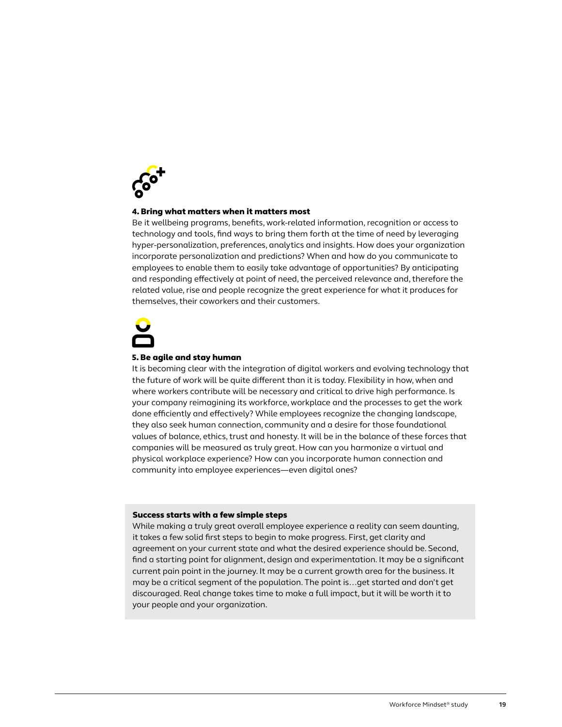### 4. Bring what matters when it matters most

Be it wellbeing programs, benefits, work-related information, recognition or access to technology and tools, find ways to bring them forth at the time of need by leveraging hyper-personalization, preferences, analytics and insights. How does your organization incorporate personalization and predictions? When and how do you communicate to employees to enable them to easily take advantage of opportunities? By anticipating and responding effectively at point of need, the perceived relevance and, therefore the related value, rise and people recognize the great experience for what it produces for themselves, their coworkers and their customers.

### 5. Be agile and stay human

It is becoming clear with the integration of digital workers and evolving technology that the future of work will be quite different than it is today. Flexibility in how, when and where workers contribute will be necessary and critical to drive high performance. Is your company reimagining its workforce, workplace and the processes to get the work done efficiently and effectively? While employees recognize the changing landscape, they also seek human connection, community and a desire for those foundational values of balance, ethics, trust and honesty. It will be in the balance of these forces that companies will be measured as truly great. How can you harmonize a virtual and physical workplace experience? How can you incorporate human connection and community into employee experiences—even digital ones?

### Success starts with a few simple steps

While making a truly great overall employee experience a reality can seem daunting, it takes a few solid first steps to begin to make progress. First, get clarity and agreement on your current state and what the desired experience should be. Second, find a starting point for alignment, design and experimentation. It may be a significant current pain point in the journey. It may be a current growth area for the business. It may be a critical segment of the population. The point is…get started and don't get discouraged. Real change takes time to make a full impact, but it will be worth it to your people and your organization.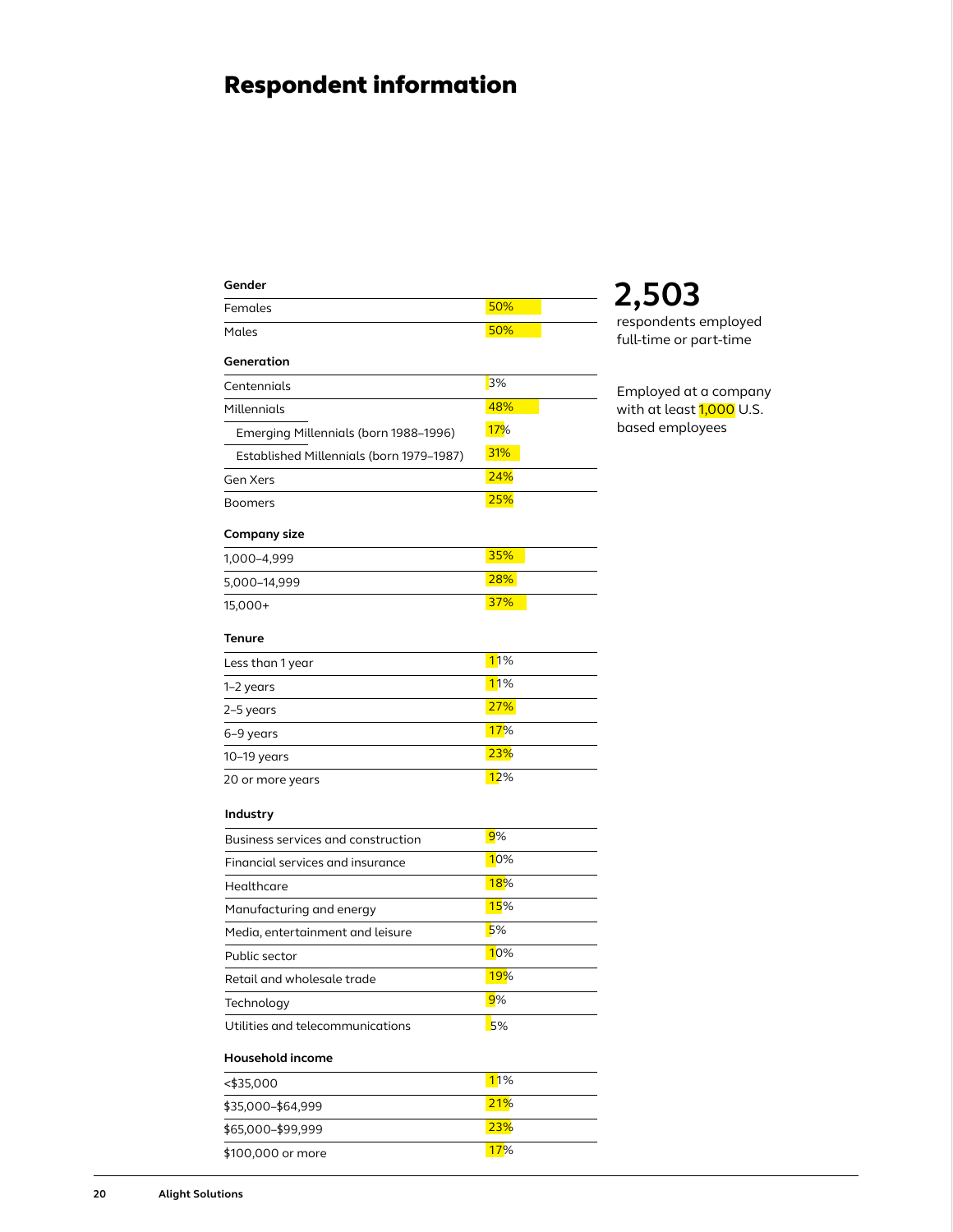# Respondent information

**2,503**

respondents employed full-time or part-time

Employed at a company with at least 1,000 U.S. based employees

| **Gender** | |
|---|---|
| Females | 50% |
| Males | 50% |

| **Generation** | |
|---|---|
| Centennials | 3% |
| Millennials | 48% |
| Emerging Millennials (born 1988–1996) | 17% |
| Established Millennials (born 1979–1987) | 31% |
| Gen Xers | 24% |
| Boomers | 25% |

| **Company size** | |
|---|---|
| 1,000–4,999 | 35% |
| 5,000–14,999 | 28% |
| 15,000+ | 37% |

| **Tenure** | |
|---|---|
| Less than 1 year | 11% |
| 1–2 years | 11% |
| 2–5 years | 27% |
| 6–9 years | 17% |
| 10–19 years | 23% |
| 20 or more years | 12% |

| **Industry** | |
|---|---|
| Business services and construction | 9% |
| Financial services and insurance | 10% |
| Healthcare | 18% |
| Manufacturing and energy | 15% |
| Media, entertainment and leisure | 5% |
| Public sector | 10% |
| Retail and wholesale trade | 19% |
| Technology | 9% |
| Utilities and telecommunications | 5% |

| **Household income** | |
|---|---|
| <$35,000 | 11% |
| $35,000–$64,999 | 21% |
| $65,000–$99,999 | 23% |
| $100,000 or more | 17% |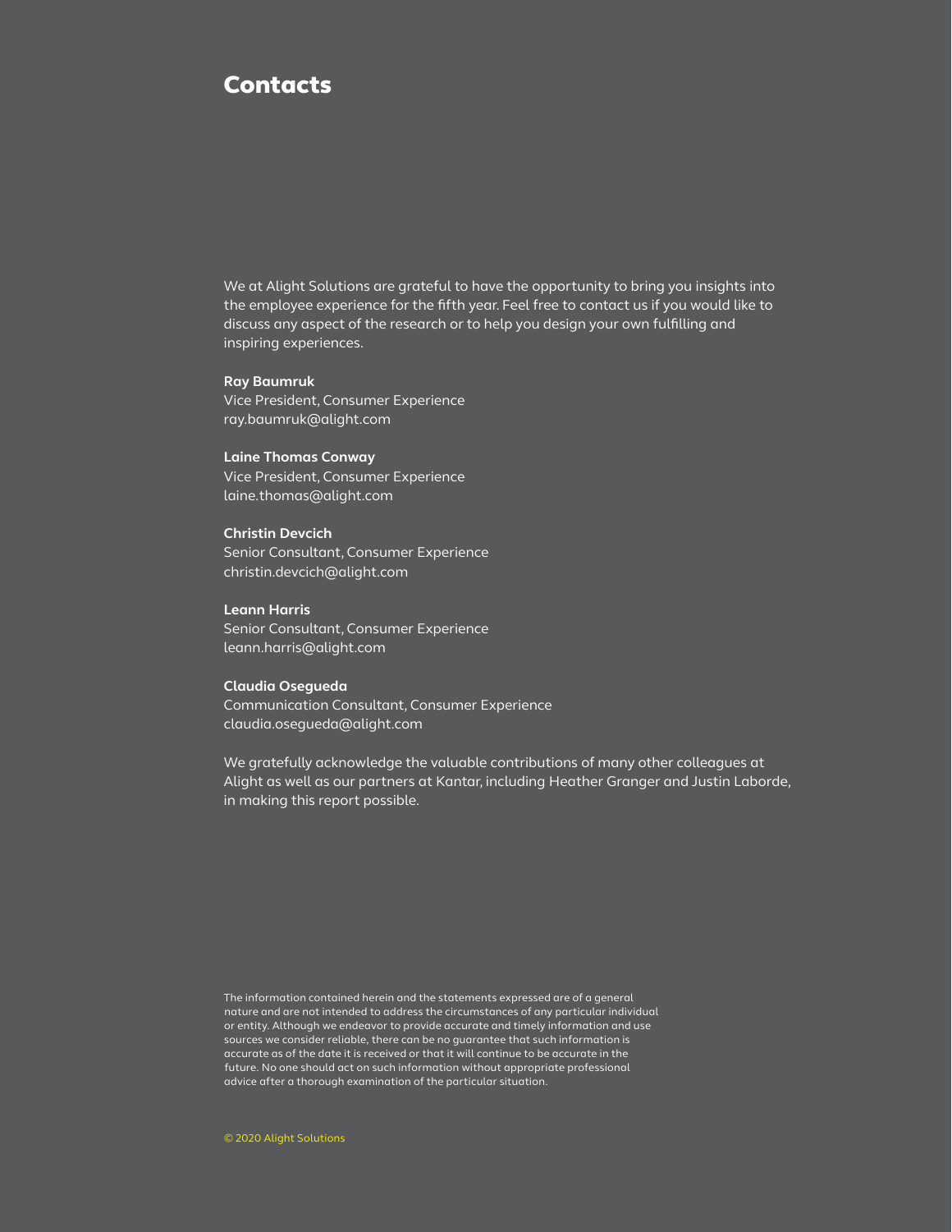# Contacts

We at Alight Solutions are grateful to have the opportunity to bring you insights into the employee experience for the fifth year. Feel free to contact us if you would like to discuss any aspect of the research or to help you design your own fulfilling and inspiring experiences.

**Ray Baumruk**
Vice President, Consumer Experience
ray.baumruk@alight.com

**Laine Thomas Conway**
Vice President, Consumer Experience
laine.thomas@alight.com

**Christin Devcich**
Senior Consultant, Consumer Experience
christin.devcich@alight.com

**Leann Harris**
Senior Consultant, Consumer Experience
leann.harris@alight.com

**Claudia Osegueda**
Communication Consultant, Consumer Experience
claudia.osegueda@alight.com

We gratefully acknowledge the valuable contributions of many other colleagues at Alight as well as our partners at Kantar, including Heather Granger and Justin Laborde, in making this report possible.

The information contained herein and the statements expressed are of a general nature and are not intended to address the circumstances of any particular individual or entity. Although we endeavor to provide accurate and timely information and use sources we consider reliable, there can be no guarantee that such information is accurate as of the date it is received or that it will continue to be accurate in the future. No one should act on such information without appropriate professional advice after a thorough examination of the particular situation.

© 2020 Alight Solutions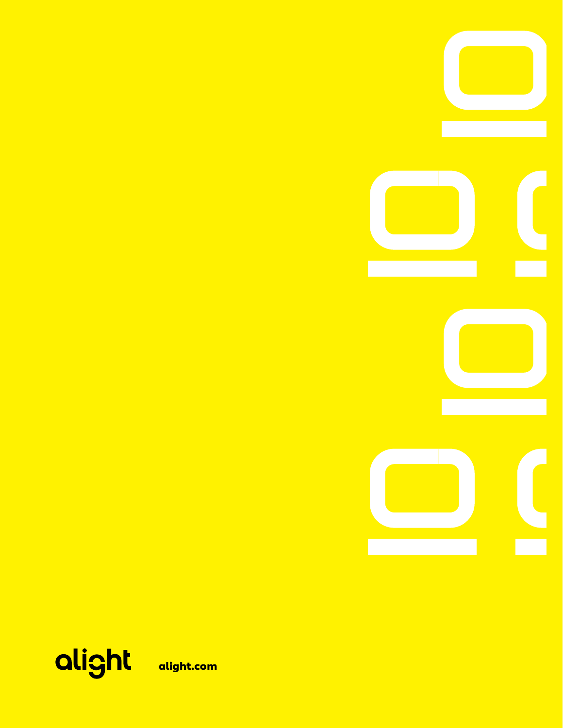alight

alight.com